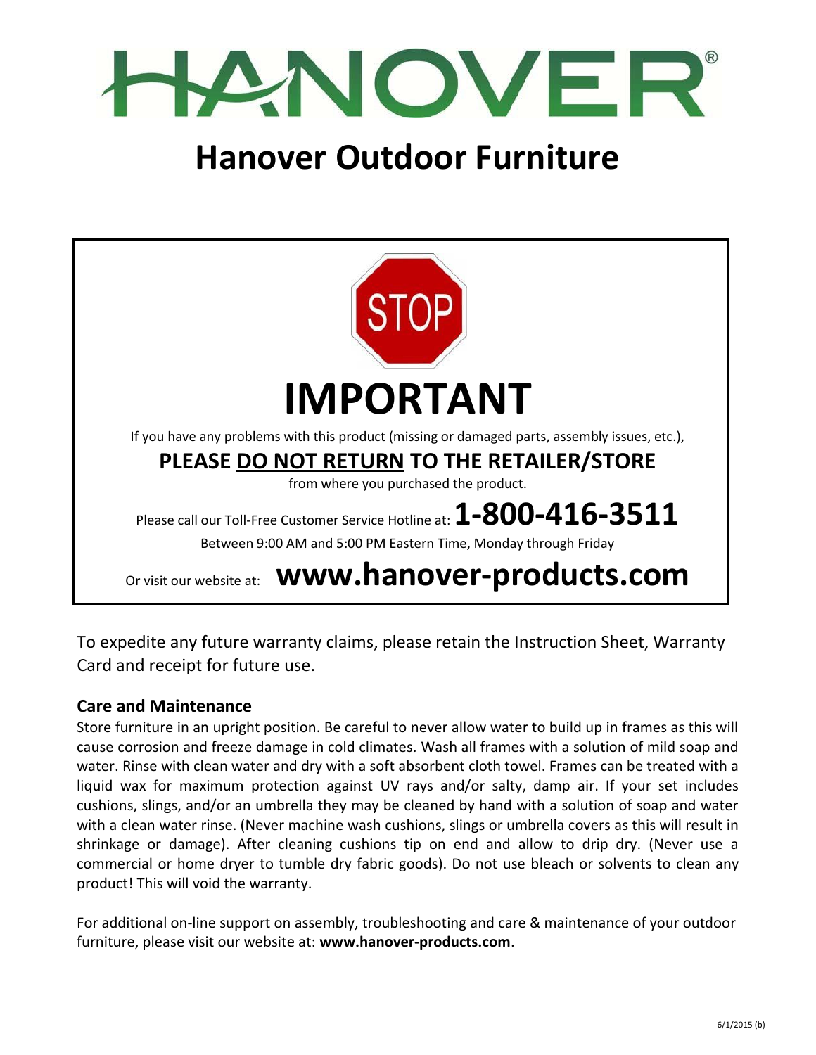# HANOVER®

# Hanover Outdoor Furniture

STOP

## IMPORTANT

If you have any problems with this product (missing or damaged parts, assembly issues, etc.),

**PLEASE DO NOT RETURN TO THE RETAILER/STORE**

from where you purchased the product.

Please call our Toll-Free Customer Service Hotline at: **1-800-416-3511**

Between 9:00 AM and 5:00 PM Eastern Time, Monday through Friday

Or visit our website at: **www.hanover-products.com**

To expedite any future warranty claims, please retain the Instruction Sheet, Warranty Card and receipt for future use.

### Care and Maintenance

Store furniture in an upright position. Be careful to never allow water to build up in frames as this will cause corrosion and freeze damage in cold climates. Wash all frames with a solution of mild soap and water. Rinse with clean water and dry with a soft absorbent cloth towel. Frames can be treated with a liquid wax for maximum protection against UV rays and/or salty, damp air. If your set includes cushions, slings, and/or an umbrella they may be cleaned by hand with a solution of soap and water with a clean water rinse. (Never machine wash cushions, slings or umbrella covers as this will result in shrinkage or damage). After cleaning cushions tip on end and allow to drip dry. (Never use a commercial or home dryer to tumble dry fabric goods). Do not use bleach or solvents to clean any product! This will void the warranty.

For additional on-line support on assembly, troubleshooting and care & maintenance of your outdoor furniture, please visit our website at: **www.hanover-products.com**.

6/1/2015 (b)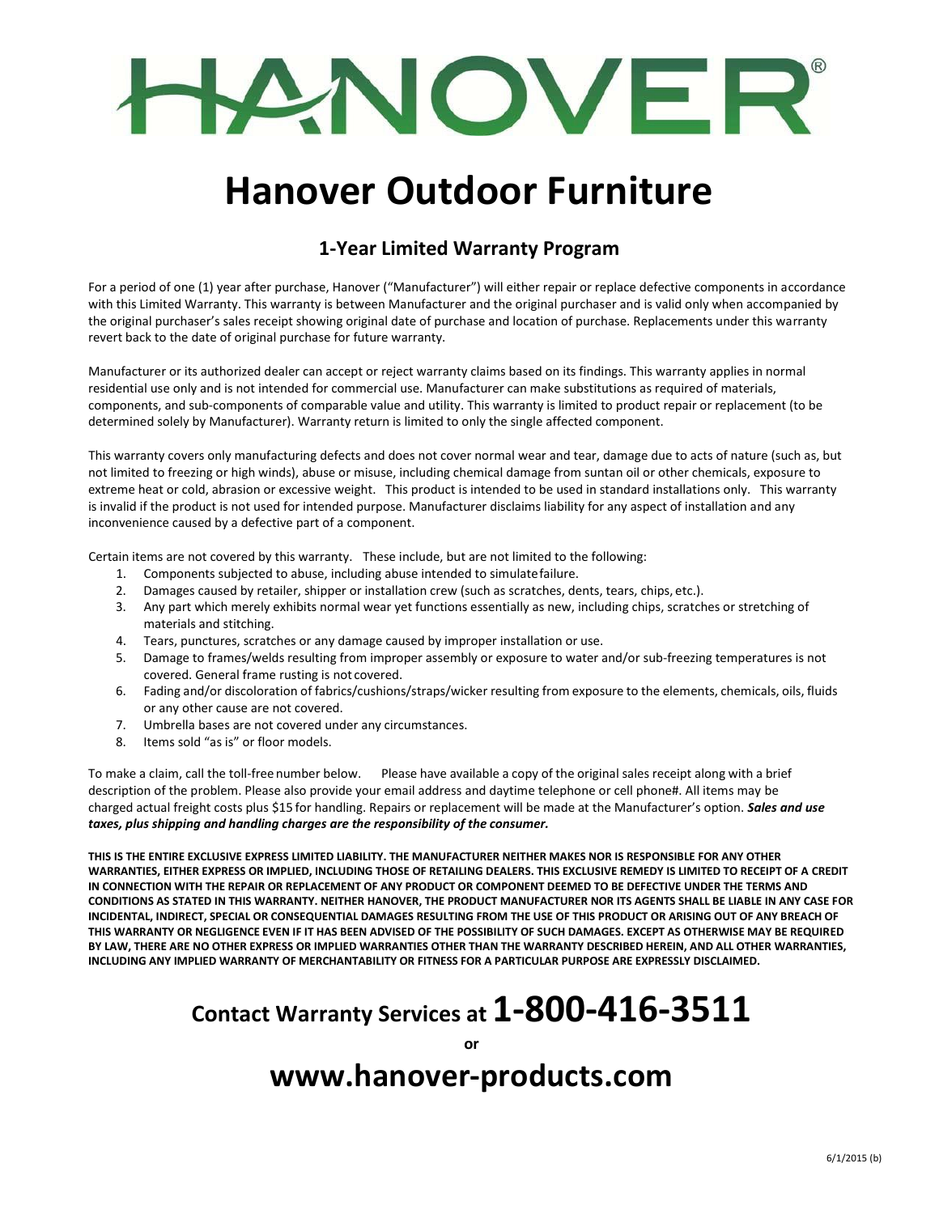# HANOVER®

# Hanover Outdoor Furniture

## 1-Year Limited Warranty Program

For a period of one (1) year after purchase, Hanover ("Manufacturer") will either repair or replace defective components in accordance with this Limited Warranty. This warranty is between Manufacturer and the original purchaser and is valid only when accompanied by the original purchaser's sales receipt showing original date of purchase and location of purchase. Replacements under this warranty revert back to the date of original purchase for future warranty.

Manufacturer or its authorized dealer can accept or reject warranty claims based on its findings. This warranty applies in normal residential use only and is not intended for commercial use. Manufacturer can make substitutions as required of materials, components, and sub-components of comparable value and utility. This warranty is limited to product repair or replacement (to be determined solely by Manufacturer). Warranty return is limited to only the single affected component.

This warranty covers only manufacturing defects and does not cover normal wear and tear, damage due to acts of nature (such as, but not limited to freezing or high winds), abuse or misuse, including chemical damage from suntan oil or other chemicals, exposure to extreme heat or cold, abrasion or excessive weight. This product is intended to be used in standard installations only. This warranty is invalid if the product is not used for intended purpose. Manufacturer disclaims liability for any aspect of installation and any inconvenience caused by a defective part of a component.

Certain items are not covered by this warranty. These include, but are not limited to the following:

1. Components subjected to abuse, including abuse intended to simulate failure.
2. Damages caused by retailer, shipper or installation crew (such as scratches, dents, tears, chips, etc.).
3. Any part which merely exhibits normal wear yet functions essentially as new, including chips, scratches or stretching of materials and stitching.
4. Tears, punctures, scratches or any damage caused by improper installation or use.
5. Damage to frames/welds resulting from improper assembly or exposure to water and/or sub-freezing temperatures is not covered. General frame rusting is not covered.
6. Fading and/or discoloration of fabrics/cushions/straps/wicker resulting from exposure to the elements, chemicals, oils, fluids or any other cause are not covered.
7. Umbrella bases are not covered under any circumstances.
8. Items sold "as is" or floor models.

To make a claim, call the toll-free number below. Please have available a copy of the original sales receipt along with a brief description of the problem. Please also provide your email address and daytime telephone or cell phone#. All items may be charged actual freight costs plus $15 for handling. Repairs or replacement will be made at the Manufacturer's option. ***Sales and use taxes, plus shipping and handling charges are the responsibility of the consumer.***

**THIS IS THE ENTIRE EXCLUSIVE EXPRESS LIMITED LIABILITY. THE MANUFACTURER NEITHER MAKES NOR IS RESPONSIBLE FOR ANY OTHER WARRANTIES, EITHER EXPRESS OR IMPLIED, INCLUDING THOSE OF RETAILING DEALERS. THIS EXCLUSIVE REMEDY IS LIMITED TO RECEIPT OF A CREDIT IN CONNECTION WITH THE REPAIR OR REPLACEMENT OF ANY PRODUCT OR COMPONENT DEEMED TO BE DEFECTIVE UNDER THE TERMS AND CONDITIONS AS STATED IN THIS WARRANTY. NEITHER HANOVER, THE PRODUCT MANUFACTURER NOR ITS AGENTS SHALL BE LIABLE IN ANY CASE FOR INCIDENTAL, INDIRECT, SPECIAL OR CONSEQUENTIAL DAMAGES RESULTING FROM THE USE OF THIS PRODUCT OR ARISING OUT OF ANY BREACH OF THIS WARRANTY OR NEGLIGENCE EVEN IF IT HAS BEEN ADVISED OF THE POSSIBILITY OF SUCH DAMAGES. EXCEPT AS OTHERWISE MAY BE REQUIRED BY LAW, THERE ARE NO OTHER EXPRESS OR IMPLIED WARRANTIES OTHER THAN THE WARRANTY DESCRIBED HEREIN, AND ALL OTHER WARRANTIES, INCLUDING ANY IMPLIED WARRANTY OF MERCHANTABILITY OR FITNESS FOR A PARTICULAR PURPOSE ARE EXPRESSLY DISCLAIMED.**

## Contact Warranty Services at 1-800-416-3511

**or**

## www.hanover-products.com

6/1/2015 (b)